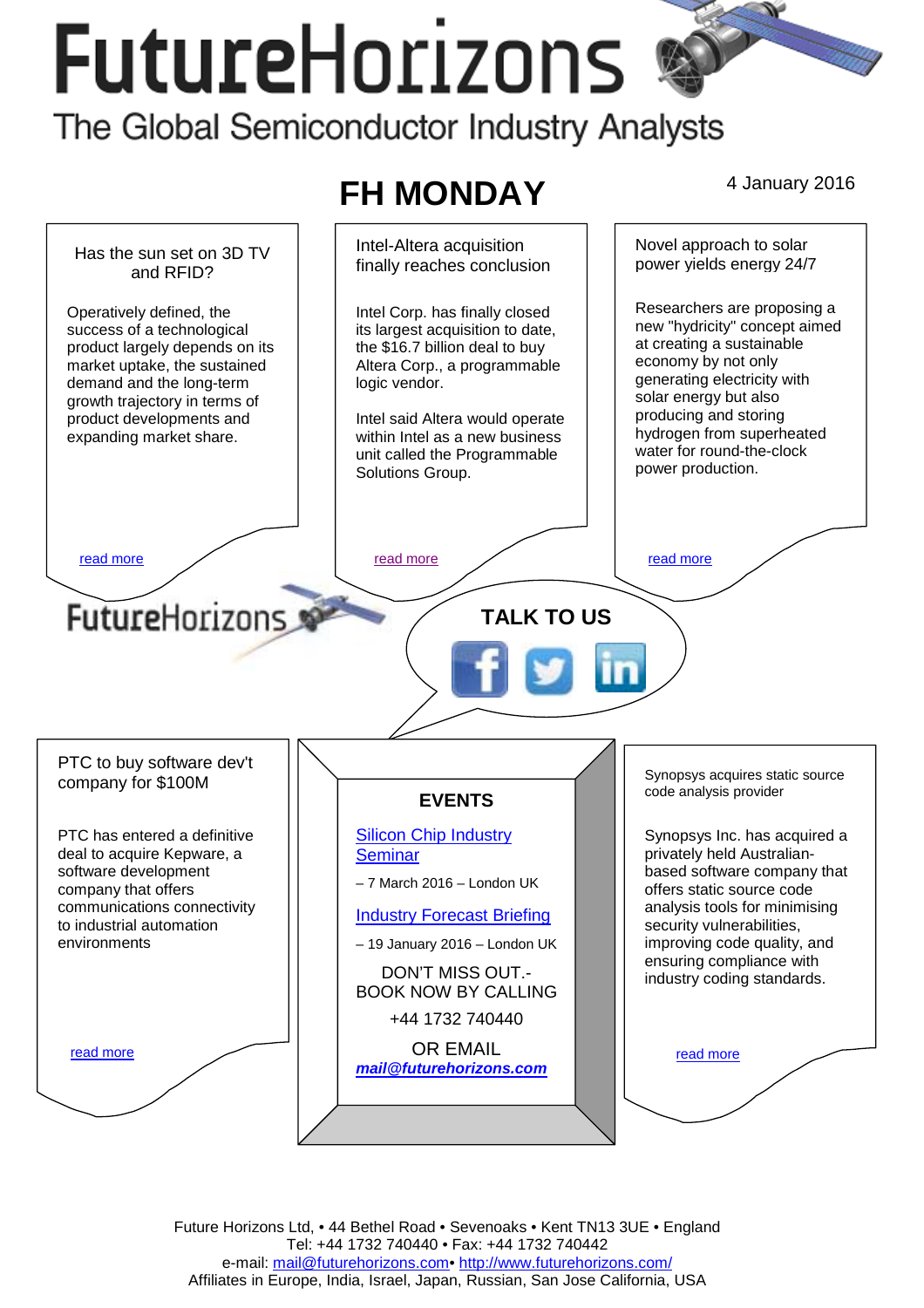# FutureHorizons

The Global Semiconductor Industry Analysts

## FH MONDAY

4 January 2016

### Has the sun set on 3D TV and RFID?

Operatively defined, the success of a technological product largely depends on its market uptake, the sustained demand and the long-term growth trajectory in terms of product developments and expanding market share.

read more

### Intel-Altera acquisition finally reaches conclusion

Intel Corp. has finally closed its largest acquisition to date, the $16.7 billion deal to buy Altera Corp., a programmable logic vendor.

Intel said Altera would operate within Intel as a new business unit called the Programmable Solutions Group.

read more

### Novel approach to solar power yields energy 24/7

Researchers are proposing a new "hydricity" concept aimed at creating a sustainable economy by not only generating electricity with solar energy but also producing and storing hydrogen from superheated water for round-the-clock power production.

read more

FutureHorizons

**TALK TO US**

### PTC to buy software dev't company for $100M

PTC has entered a definitive deal to acquire Kepware, a software development company that offers communications connectivity to industrial automation environments

read more

### EVENTS

Silicon Chip Industry Seminar

– 7 March 2016 – London UK

Industry Forecast Briefing

– 19 January 2016 – London UK

DON'T MISS OUT.- BOOK NOW BY CALLING

+44 1732 740440

OR EMAIL

***mail@futurehorizons.com***

### Synopsys acquires static source code analysis provider

Synopsys Inc. has acquired a privately held Australian-based software company that offers static source code analysis tools for minimising security vulnerabilities, improving code quality, and ensuring compliance with industry coding standards.

read more

Future Horizons Ltd, • 44 Bethel Road • Sevenoaks • Kent TN13 3UE • England
Tel: +44 1732 740440 • Fax: +44 1732 740442
e-mail: mail@futurehorizons.com• http://www.futurehorizons.com/
Affiliates in Europe, India, Israel, Japan, Russian, San Jose California, USA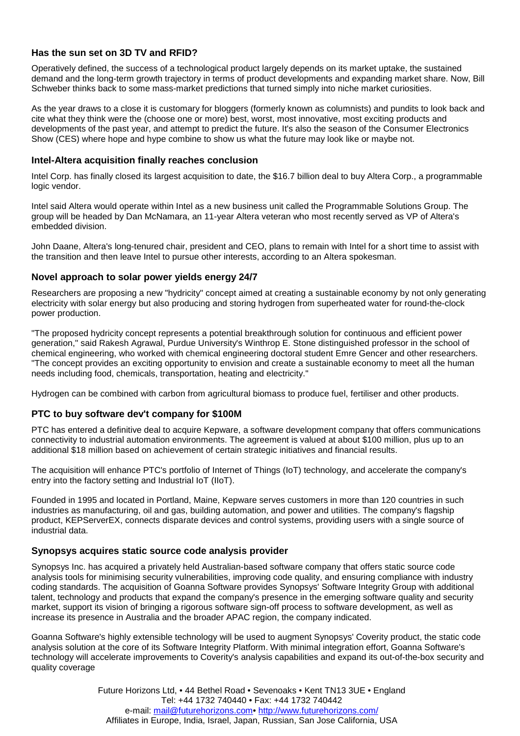### Has the sun set on 3D TV and RFID?

Operatively defined, the success of a technological product largely depends on its market uptake, the sustained demand and the long-term growth trajectory in terms of product developments and expanding market share. Now, Bill Schweber thinks back to some mass-market predictions that turned simply into niche market curiosities.

As the year draws to a close it is customary for bloggers (formerly known as columnists) and pundits to look back and cite what they think were the (choose one or more) best, worst, most innovative, most exciting products and developments of the past year, and attempt to predict the future. It's also the season of the Consumer Electronics Show (CES) where hope and hype combine to show us what the future may look like or maybe not.

### Intel-Altera acquisition finally reaches conclusion

Intel Corp. has finally closed its largest acquisition to date, the $16.7 billion deal to buy Altera Corp., a programmable logic vendor.

Intel said Altera would operate within Intel as a new business unit called the Programmable Solutions Group. The group will be headed by Dan McNamara, an 11-year Altera veteran who most recently served as VP of Altera's embedded division.

John Daane, Altera's long-tenured chair, president and CEO, plans to remain with Intel for a short time to assist with the transition and then leave Intel to pursue other interests, according to an Altera spokesman.

### Novel approach to solar power yields energy 24/7

Researchers are proposing a new "hydricity" concept aimed at creating a sustainable economy by not only generating electricity with solar energy but also producing and storing hydrogen from superheated water for round-the-clock power production.

"The proposed hydricity concept represents a potential breakthrough solution for continuous and efficient power generation," said Rakesh Agrawal, Purdue University's Winthrop E. Stone distinguished professor in the school of chemical engineering, who worked with chemical engineering doctoral student Emre Gencer and other researchers. "The concept provides an exciting opportunity to envision and create a sustainable economy to meet all the human needs including food, chemicals, transportation, heating and electricity."

Hydrogen can be combined with carbon from agricultural biomass to produce fuel, fertiliser and other products.

### PTC to buy software dev't company for $100M

PTC has entered a definitive deal to acquire Kepware, a software development company that offers communications connectivity to industrial automation environments. The agreement is valued at about $100 million, plus up to an additional $18 million based on achievement of certain strategic initiatives and financial results.

The acquisition will enhance PTC's portfolio of Internet of Things (IoT) technology, and accelerate the company's entry into the factory setting and Industrial IoT (IIoT).

Founded in 1995 and located in Portland, Maine, Kepware serves customers in more than 120 countries in such industries as manufacturing, oil and gas, building automation, and power and utilities. The company's flagship product, KEPServerEX, connects disparate devices and control systems, providing users with a single source of industrial data.

### Synopsys acquires static source code analysis provider

Synopsys Inc. has acquired a privately held Australian-based software company that offers static source code analysis tools for minimising security vulnerabilities, improving code quality, and ensuring compliance with industry coding standards. The acquisition of Goanna Software provides Synopsys' Software Integrity Group with additional talent, technology and products that expand the company's presence in the emerging software quality and security market, support its vision of bringing a rigorous software sign-off process to software development, as well as increase its presence in Australia and the broader APAC region, the company indicated.

Goanna Software's highly extensible technology will be used to augment Synopsys' Coverity product, the static code analysis solution at the core of its Software Integrity Platform. With minimal integration effort, Goanna Software's technology will accelerate improvements to Coverity's analysis capabilities and expand its out-of-the-box security and quality coverage